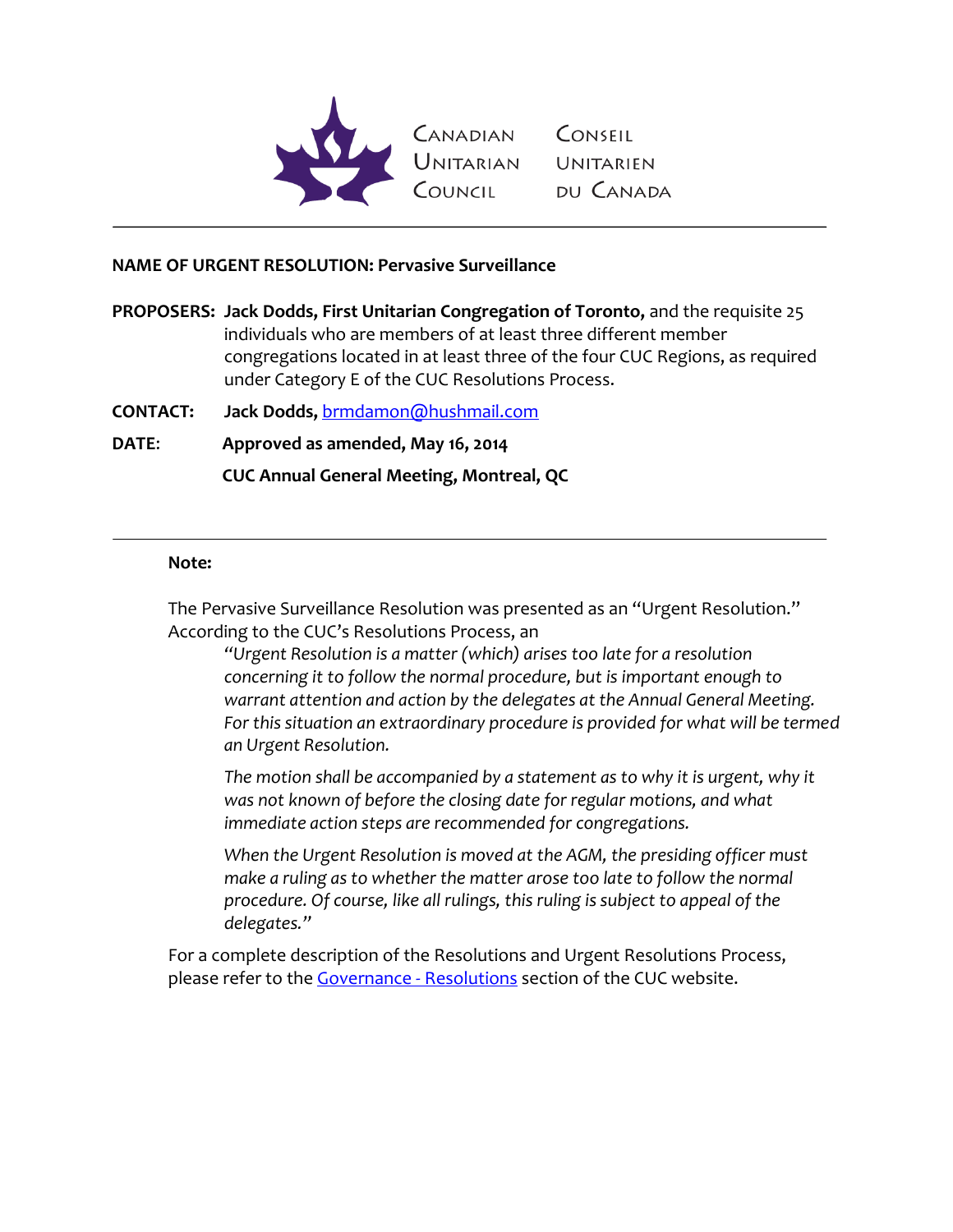Canadian Unitarian Council — Conseil Unitarien du Canada

---

**NAME OF URGENT RESOLUTION: Pervasive Surveillance**

**PROPOSERS:** **Jack Dodds, First Unitarian Congregation of Toronto,** and the requisite 25 individuals who are members of at least three different member congregations located in at least three of the four CUC Regions, as required under Category E of the CUC Resolutions Process.

**CONTACT:** **Jack Dodds,** [brmdamon@hushmail.com](mailto:brmdamon@hushmail.com)

**DATE:** **Approved as amended, May 16, 2014**

**CUC Annual General Meeting, Montreal, QC**

---

**Note:**

The Pervasive Surveillance Resolution was presented as an "Urgent Resolution." According to the CUC's Resolutions Process, an

> *"Urgent Resolution is a matter (which) arises too late for a resolution concerning it to follow the normal procedure, but is important enough to warrant attention and action by the delegates at the Annual General Meeting. For this situation an extraordinary procedure is provided for what will be termed an Urgent Resolution.*
>
> *The motion shall be accompanied by a statement as to why it is urgent, why it was not known of before the closing date for regular motions, and what immediate action steps are recommended for congregations.*
>
> *When the Urgent Resolution is moved at the AGM, the presiding officer must make a ruling as to whether the matter arose too late to follow the normal procedure. Of course, like all rulings, this ruling is subject to appeal of the delegates."*

For a complete description of the Resolutions and Urgent Resolutions Process, please refer to the Governance - Resolutions section of the CUC website.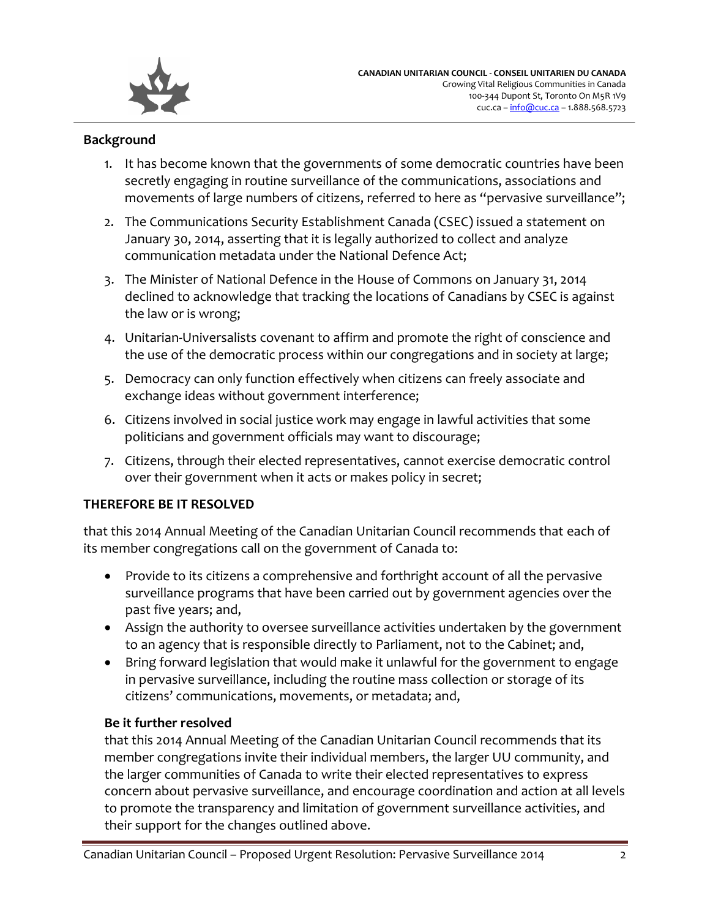## Background

1. It has become known that the governments of some democratic countries have been secretly engaging in routine surveillance of the communications, associations and movements of large numbers of citizens, referred to here as "pervasive surveillance";
2. The Communications Security Establishment Canada (CSEC) issued a statement on January 30, 2014, asserting that it is legally authorized to collect and analyze communication metadata under the National Defence Act;
3. The Minister of National Defence in the House of Commons on January 31, 2014 declined to acknowledge that tracking the locations of Canadians by CSEC is against the law or is wrong;
4. Unitarian-Universalists covenant to affirm and promote the right of conscience and the use of the democratic process within our congregations and in society at large;
5. Democracy can only function effectively when citizens can freely associate and exchange ideas without government interference;
6. Citizens involved in social justice work may engage in lawful activities that some politicians and government officials may want to discourage;
7. Citizens, through their elected representatives, cannot exercise democratic control over their government when it acts or makes policy in secret;

## THEREFORE BE IT RESOLVED

that this 2014 Annual Meeting of the Canadian Unitarian Council recommends that each of its member congregations call on the government of Canada to:

- Provide to its citizens a comprehensive and forthright account of all the pervasive surveillance programs that have been carried out by government agencies over the past five years; and,
- Assign the authority to oversee surveillance activities undertaken by the government to an agency that is responsible directly to Parliament, not to the Cabinet; and,
- Bring forward legislation that would make it unlawful for the government to engage in pervasive surveillance, including the routine mass collection or storage of its citizens' communications, movements, or metadata; and,

### Be it further resolved

that this 2014 Annual Meeting of the Canadian Unitarian Council recommends that its member congregations invite their individual members, the larger UU community, and the larger communities of Canada to write their elected representatives to express concern about pervasive surveillance, and encourage coordination and action at all levels to promote the transparency and limitation of government surveillance activities, and their support for the changes outlined above.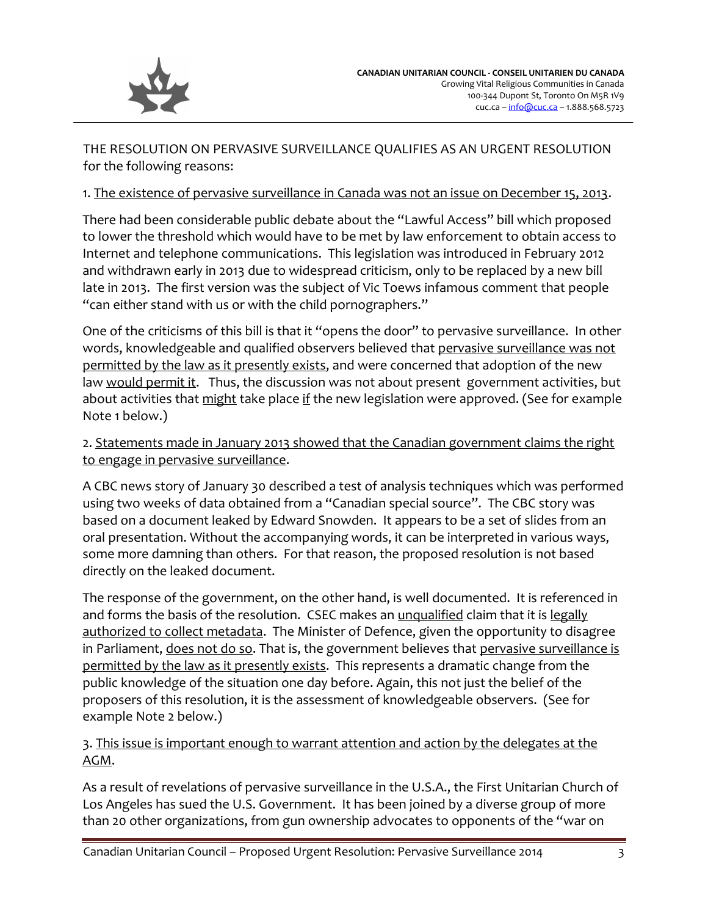THE RESOLUTION ON PERVASIVE SURVEILLANCE QUALIFIES AS AN URGENT RESOLUTION for the following reasons:

1. <u>The existence of pervasive surveillance in Canada was not an issue on December 15, 2013</u>.

There had been considerable public debate about the "Lawful Access" bill which proposed to lower the threshold which would have to be met by law enforcement to obtain access to Internet and telephone communications. This legislation was introduced in February 2012 and withdrawn early in 2013 due to widespread criticism, only to be replaced by a new bill late in 2013. The first version was the subject of Vic Toews infamous comment that people "can either stand with us or with the child pornographers."

One of the criticisms of this bill is that it "opens the door" to pervasive surveillance. In other words, knowledgeable and qualified observers believed that <u>pervasive surveillance was not permitted by the law as it presently exists</u>, and were concerned that adoption of the new law <u>would permit it</u>. Thus, the discussion was not about present government activities, but about activities that <u>might</u> take place <u>if</u> the new legislation were approved. (See for example Note 1 below.)

2. <u>Statements made in January 2013 showed that the Canadian government claims the right to engage in pervasive surveillance</u>.

A CBC news story of January 30 described a test of analysis techniques which was performed using two weeks of data obtained from a "Canadian special source". The CBC story was based on a document leaked by Edward Snowden. It appears to be a set of slides from an oral presentation. Without the accompanying words, it can be interpreted in various ways, some more damning than others. For that reason, the proposed resolution is not based directly on the leaked document.

The response of the government, on the other hand, is well documented. It is referenced in and forms the basis of the resolution. CSEC makes an <u>unqualified</u> claim that it is <u>legally authorized to collect metadata</u>. The Minister of Defence, given the opportunity to disagree in Parliament, <u>does not do so</u>. That is, the government believes that <u>pervasive surveillance is permitted by the law as it presently exists</u>. This represents a dramatic change from the public knowledge of the situation one day before. Again, this not just the belief of the proposers of this resolution, it is the assessment of knowledgeable observers. (See for example Note 2 below.)

3. <u>This issue is important enough to warrant attention and action by the delegates at the AGM</u>.

As a result of revelations of pervasive surveillance in the U.S.A., the First Unitarian Church of Los Angeles has sued the U.S. Government. It has been joined by a diverse group of more than 20 other organizations, from gun ownership advocates to opponents of the "war on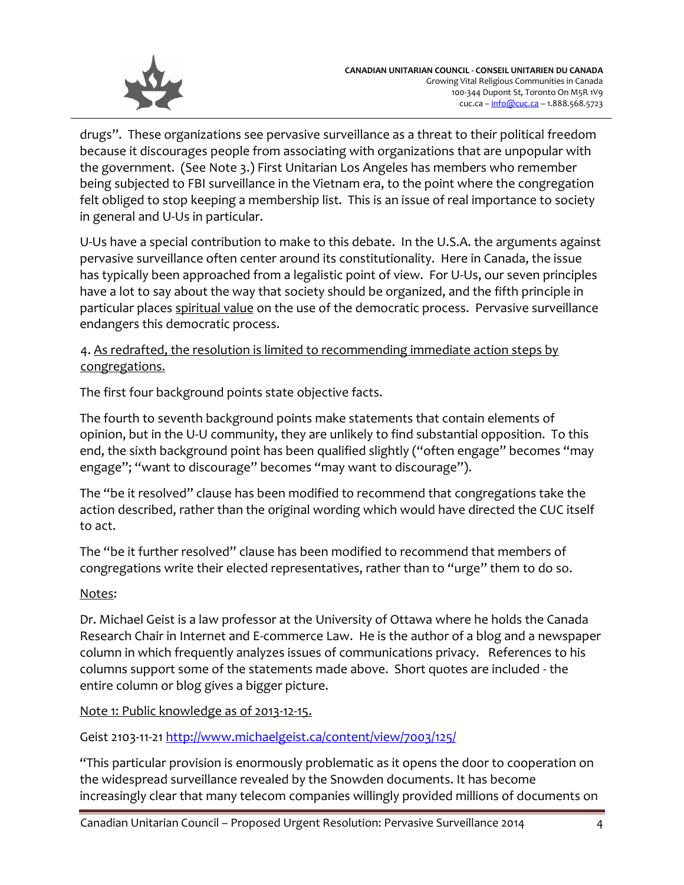drugs". These organizations see pervasive surveillance as a threat to their political freedom because it discourages people from associating with organizations that are unpopular with the government. (See Note 3.) First Unitarian Los Angeles has members who remember being subjected to FBI surveillance in the Vietnam era, to the point where the congregation felt obliged to stop keeping a membership list. This is an issue of real importance to society in general and U-Us in particular.

U-Us have a special contribution to make to this debate. In the U.S.A. the arguments against pervasive surveillance often center around its constitutionality. Here in Canada, the issue has typically been approached from a legalistic point of view. For U-Us, our seven principles have a lot to say about the way that society should be organized, and the fifth principle in particular places <u>spiritual value</u> on the use of the democratic process. Pervasive surveillance endangers this democratic process.

4. <u>As redrafted, the resolution is limited to recommending immediate action steps by congregations.</u>

The first four background points state objective facts.

The fourth to seventh background points make statements that contain elements of opinion, but in the U-U community, they are unlikely to find substantial opposition. To this end, the sixth background point has been qualified slightly ("often engage" becomes "may engage"; "want to discourage" becomes "may want to discourage").

The "be it resolved" clause has been modified to recommend that congregations take the action described, rather than the original wording which would have directed the CUC itself to act.

The "be it further resolved" clause has been modified to recommend that members of congregations write their elected representatives, rather than to "urge" them to do so.

<u>Notes</u>:

Dr. Michael Geist is a law professor at the University of Ottawa where he holds the Canada Research Chair in Internet and E-commerce Law. He is the author of a blog and a newspaper column in which frequently analyzes issues of communications privacy. References to his columns support some of the statements made above. Short quotes are included - the entire column or blog gives a bigger picture.

<u>Note 1: Public knowledge as of 2013-12-15.</u>

Geist 2103-11-21 http://www.michaelgeist.ca/content/view/7003/125/

"This particular provision is enormously problematic as it opens the door to cooperation on the widespread surveillance revealed by the Snowden documents. It has become increasingly clear that many telecom companies willingly provided millions of documents on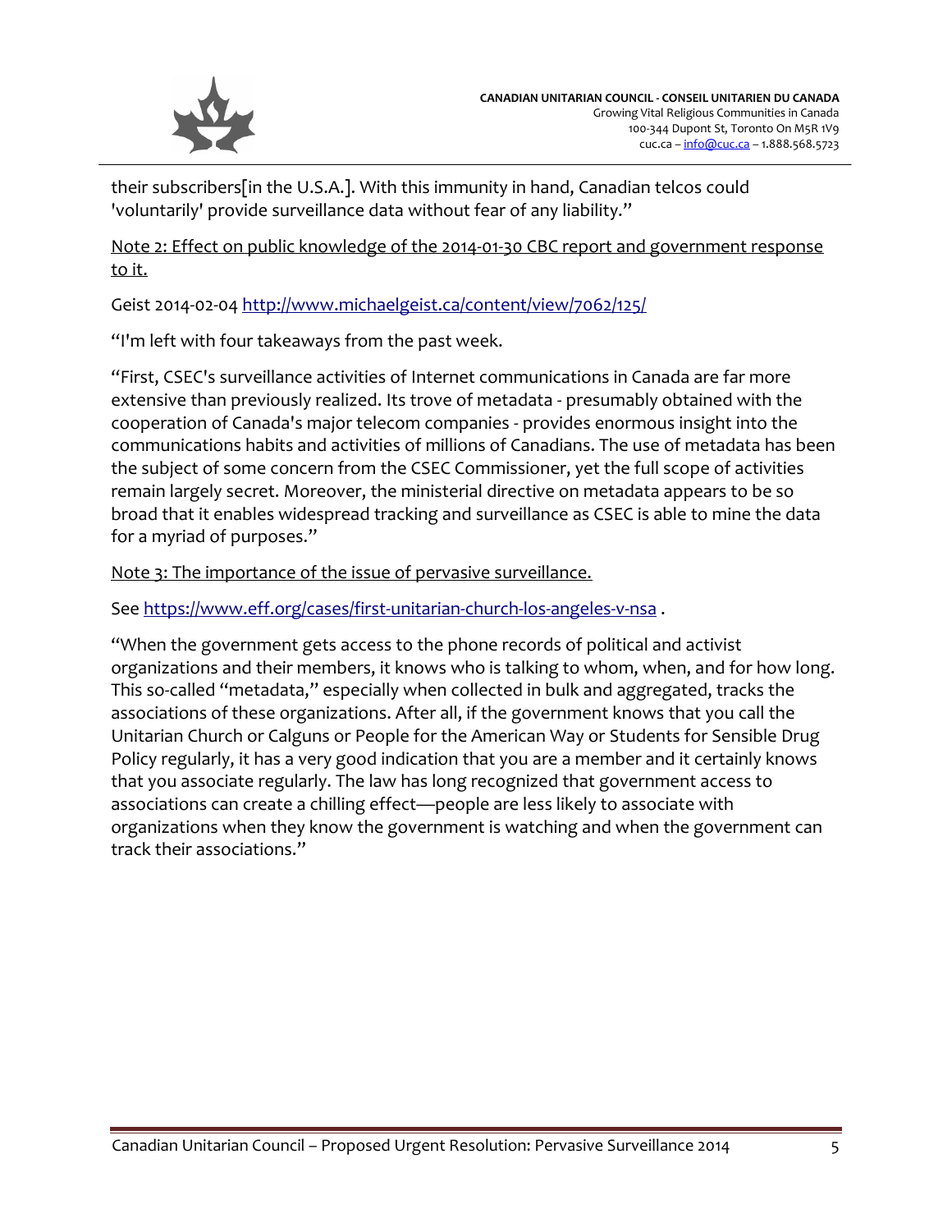their subscribers[in the U.S.A.]. With this immunity in hand, Canadian telcos could 'voluntarily' provide surveillance data without fear of any liability."

Note 2: Effect on public knowledge of the 2014-01-30 CBC report and government response to it.

Geist 2014-02-04 http://www.michaelgeist.ca/content/view/7062/125/

"I'm left with four takeaways from the past week.

"First, CSEC's surveillance activities of Internet communications in Canada are far more extensive than previously realized. Its trove of metadata - presumably obtained with the cooperation of Canada's major telecom companies - provides enormous insight into the communications habits and activities of millions of Canadians. The use of metadata has been the subject of some concern from the CSEC Commissioner, yet the full scope of activities remain largely secret. Moreover, the ministerial directive on metadata appears to be so broad that it enables widespread tracking and surveillance as CSEC is able to mine the data for a myriad of purposes."

Note 3: The importance of the issue of pervasive surveillance.

See https://www.eff.org/cases/first-unitarian-church-los-angeles-v-nsa .

"When the government gets access to the phone records of political and activist organizations and their members, it knows who is talking to whom, when, and for how long. This so-called "metadata," especially when collected in bulk and aggregated, tracks the associations of these organizations. After all, if the government knows that you call the Unitarian Church or Calguns or People for the American Way or Students for Sensible Drug Policy regularly, it has a very good indication that you are a member and it certainly knows that you associate regularly. The law has long recognized that government access to associations can create a chilling effect—people are less likely to associate with organizations when they know the government is watching and when the government can track their associations."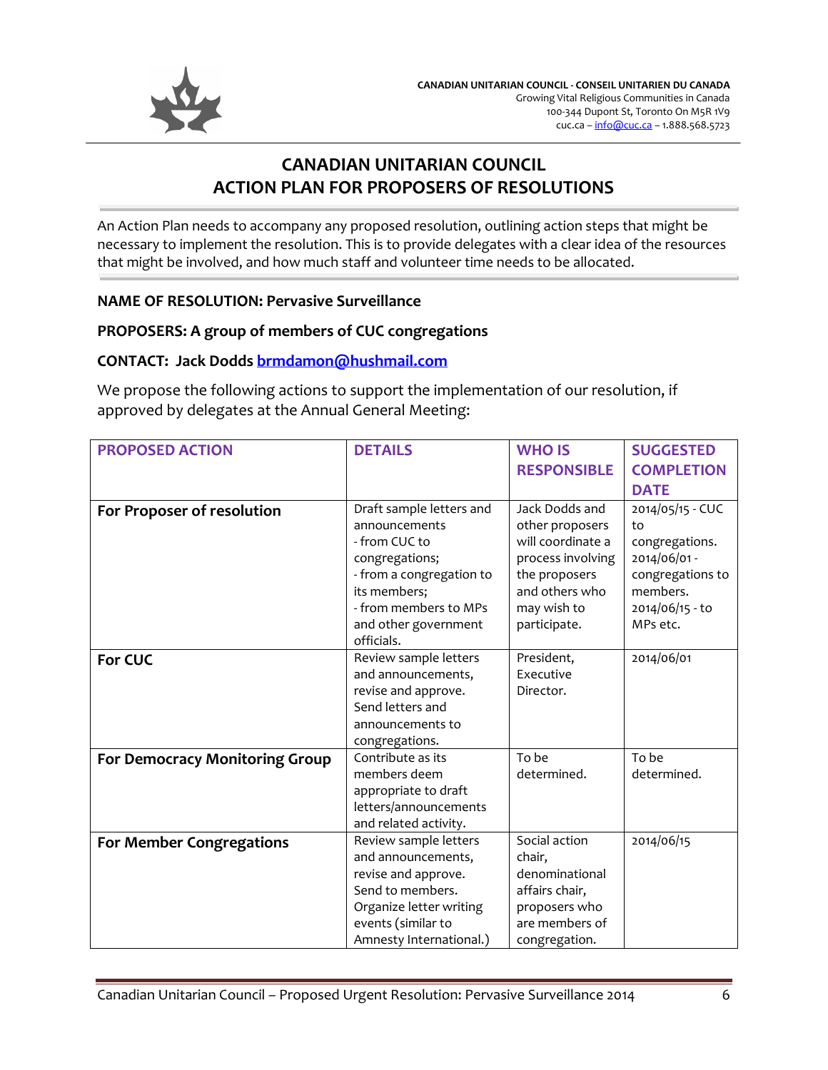CANADIAN UNITARIAN COUNCIL - CONSEIL UNITARIEN DU CANADA
Growing Vital Religious Communities in Canada
100-344 Dupont St, Toronto On M5R 1V9
cuc.ca – info@cuc.ca – 1.888.568.5723

# CANADIAN UNITARIAN COUNCIL
# ACTION PLAN FOR PROPOSERS OF RESOLUTIONS

An Action Plan needs to accompany any proposed resolution, outlining action steps that might be necessary to implement the resolution. This is to provide delegates with a clear idea of the resources that might be involved, and how much staff and volunteer time needs to be allocated.

**NAME OF RESOLUTION: Pervasive Surveillance**

**PROPOSERS: A group of members of CUC congregations**

**CONTACT: Jack Dodds brmdamon@hushmail.com**

We propose the following actions to support the implementation of our resolution, if approved by delegates at the Annual General Meeting:

| PROPOSED ACTION | DETAILS | WHO IS RESPONSIBLE | SUGGESTED COMPLETION DATE |
|---|---|---|---|
| **For Proposer of resolution** | Draft sample letters and announcements<br>- from CUC to congregations;<br>- from a congregation to its members;<br>- from members to MPs and other government officials. | Jack Dodds and other proposers will coordinate a process involving the proposers and others who may wish to participate. | 2014/05/15 - CUC to congregations.<br>2014/06/01 - congregations to members.<br>2014/06/15 - to MPs etc. |
| **For CUC** | Review sample letters and announcements, revise and approve. Send letters and announcements to congregations. | President, Executive Director. | 2014/06/01 |
| **For Democracy Monitoring Group** | Contribute as its members deem appropriate to draft letters/announcements and related activity. | To be determined. | To be determined. |
| **For Member Congregations** | Review sample letters and announcements, revise and approve. Send to members. Organize letter writing events (similar to Amnesty International.) | Social action chair, denominational affairs chair, proposers who are members of congregation. | 2014/06/15 |